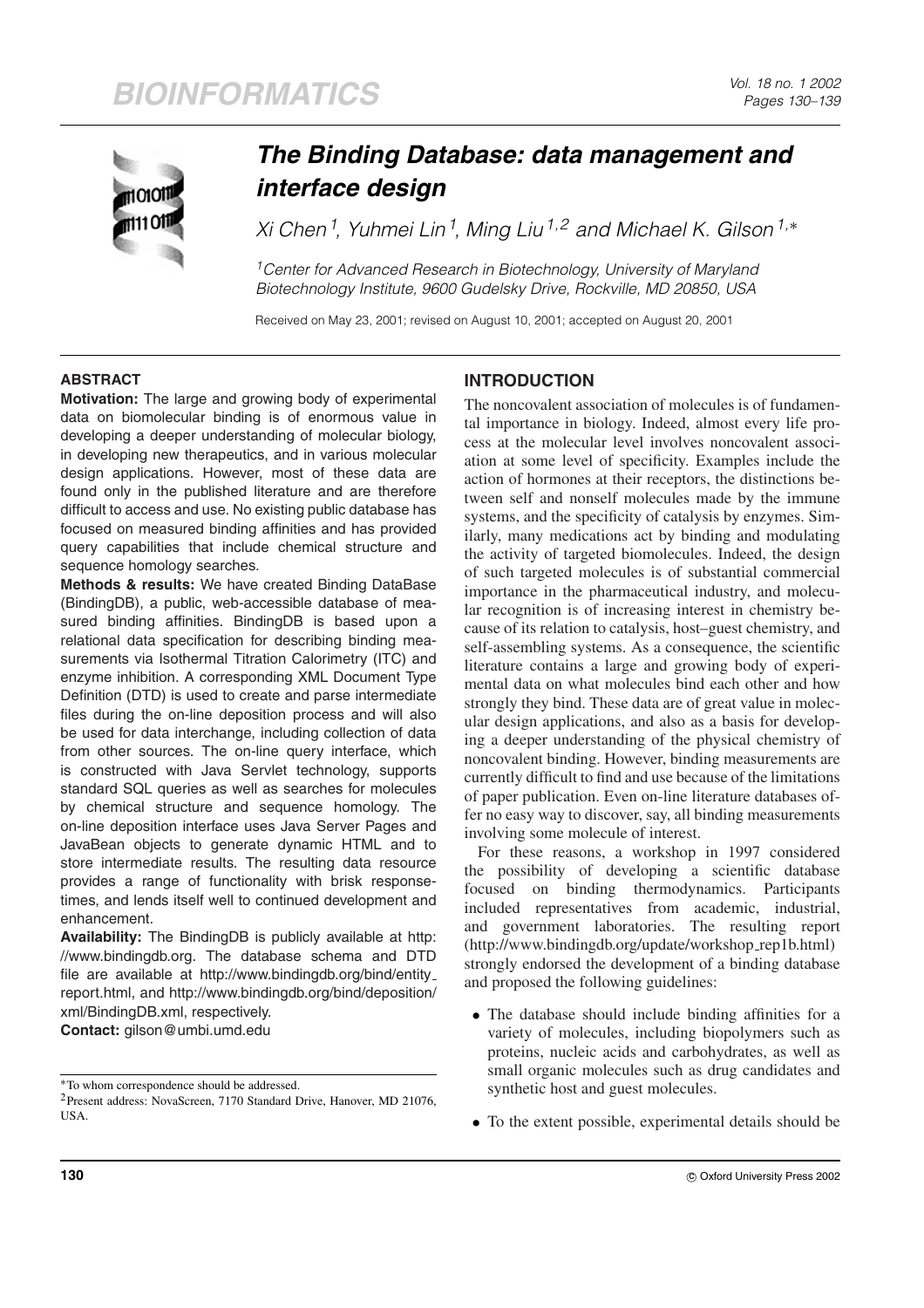# The Binding Database: data management and interface design

*Xi Chen [1], Yuhmei Lin [1], Ming Liu [1,2] and Michael K. Gilson [1,*]*

[1] Center for Advanced Research in Biotechnology, University of Maryland Biotechnology Institute, 9600 Gudelsky Drive, Rockville, MD 20850, USA

Received on May 23, 2001; revised on August 10, 2001; accepted on August 20, 2001

## ABSTRACT

**Motivation:** The large and growing body of experimental data on biomolecular binding is of enormous value in developing a deeper understanding of molecular biology, in developing new therapeutics, and in various molecular design applications. However, most of these data are found only in the published literature and are therefore difficult to access and use. No existing public database has focused on measured binding affinities and has provided query capabilities that include chemical structure and sequence homology searches.

**Methods & results:** We have created Binding DataBase (BindingDB), a public, web-accessible database of measured binding affinities. BindingDB is based upon a relational data specification for describing binding measurements via Isothermal Titration Calorimetry (ITC) and enzyme inhibition. A corresponding XML Document Type Definition (DTD) is used to create and parse intermediate files during the on-line deposition process and will also be used for data interchange, including collection of data from other sources. The on-line query interface, which is constructed with Java Servlet technology, supports standard SQL queries as well as searches for molecules by chemical structure and sequence homology. The on-line deposition interface uses Java Server Pages and JavaBean objects to generate dynamic HTML and to store intermediate results. The resulting data resource provides a range of functionality with brisk response-times, and lends itself well to continued development and enhancement.

**Availability:** The BindingDB is publicly available at http://www.bindingdb.org. The database schema and DTD file are available at http://www.bindingdb.org/bind/entity_report.html, and http://www.bindingdb.org/bind/deposition/xml/BindingDB.xml, respectively.

**Contact:** gilson@umbi.umd.edu

*To whom correspondence should be addressed.

[2] Present address: NovaScreen, 7170 Standard Drive, Hanover, MD 21076, USA.

## INTRODUCTION

The noncovalent association of molecules is of fundamental importance in biology. Indeed, almost every life process at the molecular level involves noncovalent association at some level of specificity. Examples include the action of hormones at their receptors, the distinctions between self and nonself molecules made by the immune systems, and the specificity of catalysis by enzymes. Similarly, many medications act by binding and modulating the activity of targeted biomolecules. Indeed, the design of such targeted molecules is of substantial commercial importance in the pharmaceutical industry, and molecular recognition is of increasing interest in chemistry because of its relation to catalysis, host–guest chemistry, and self-assembling systems. As a consequence, the scientific literature contains a large and growing body of experimental data on what molecules bind each other and how strongly they bind. These data are of great value in molecular design applications, and also as a basis for developing a deeper understanding of the physical chemistry of noncovalent binding. However, binding measurements are currently difficult to find and use because of the limitations of paper publication. Even on-line literature databases offer no easy way to discover, say, all binding measurements involving some molecule of interest.

For these reasons, a workshop in 1997 considered the possibility of developing a scientific database focused on binding thermodynamics. Participants included representatives from academic, industrial, and government laboratories. The resulting report (http://www.bindingdb.org/update/workshop_rep1b.html) strongly endorsed the development of a binding database and proposed the following guidelines:

- The database should include binding affinities for a variety of molecules, including biopolymers such as proteins, nucleic acids and carbohydrates, as well as small organic molecules such as drug candidates and synthetic host and guest molecules.
- To the extent possible, experimental details should be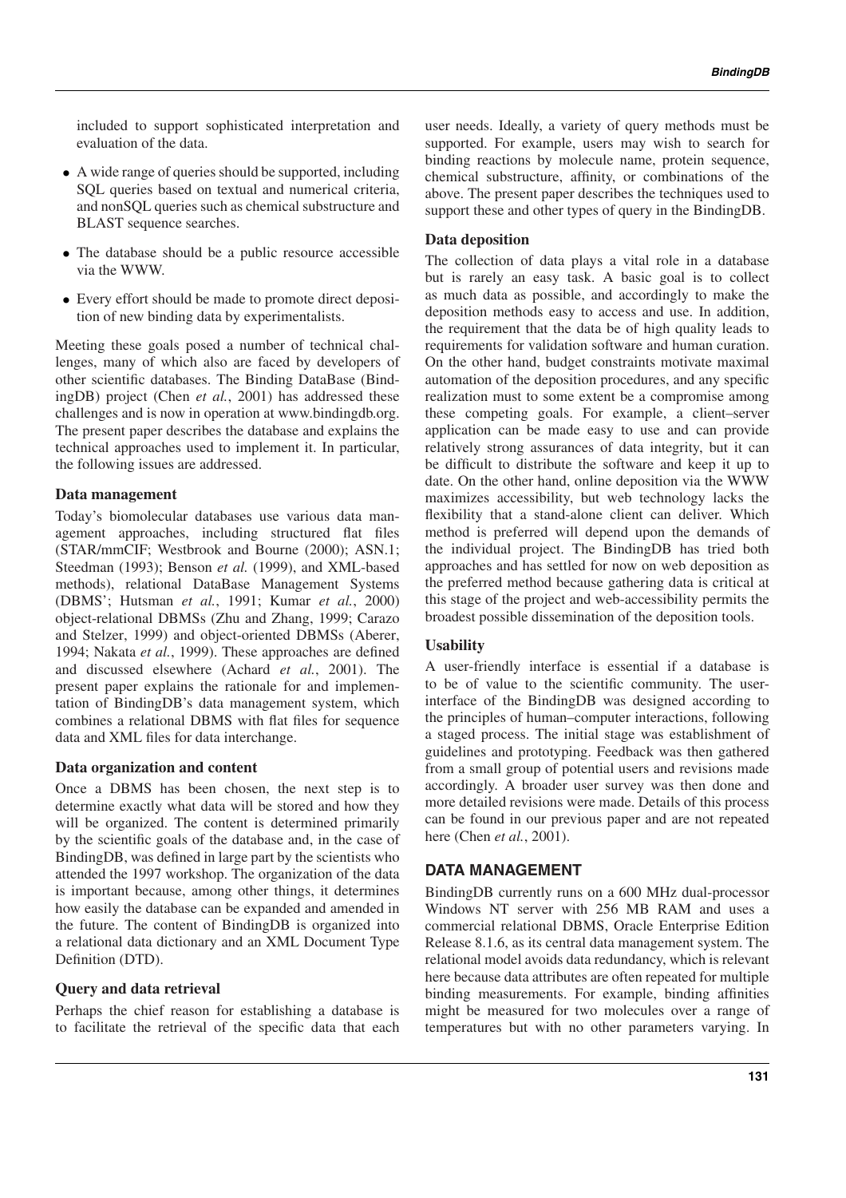included to support sophisticated interpretation and evaluation of the data.

- A wide range of queries should be supported, including SQL queries based on textual and numerical criteria, and nonSQL queries such as chemical substructure and BLAST sequence searches.
- The database should be a public resource accessible via the WWW.
- Every effort should be made to promote direct deposition of new binding data by experimentalists.

Meeting these goals posed a number of technical challenges, many of which also are faced by developers of other scientific databases. The Binding DataBase (BindingDB) project (Chen *et al.*, 2001) has addressed these challenges and is now in operation at www.bindingdb.org. The present paper describes the database and explains the technical approaches used to implement it. In particular, the following issues are addressed.

### Data management

Today's biomolecular databases use various data management approaches, including structured flat files (STAR/mmCIF; Westbrook and Bourne (2000); ASN.1; Steedman (1993); Benson *et al.* (1999), and XML-based methods), relational DataBase Management Systems (DBMS'; Hutsman *et al.*, 1991; Kumar *et al.*, 2000) object-relational DBMSs (Zhu and Zhang, 1999; Carazo and Stelzer, 1999) and object-oriented DBMSs (Aberer, 1994; Nakata *et al.*, 1999). These approaches are defined and discussed elsewhere (Achard *et al.*, 2001). The present paper explains the rationale for and implementation of BindingDB's data management system, which combines a relational DBMS with flat files for sequence data and XML files for data interchange.

### Data organization and content

Once a DBMS has been chosen, the next step is to determine exactly what data will be stored and how they will be organized. The content is determined primarily by the scientific goals of the database and, in the case of BindingDB, was defined in large part by the scientists who attended the 1997 workshop. The organization of the data is important because, among other things, it determines how easily the database can be expanded and amended in the future. The content of BindingDB is organized into a relational data dictionary and an XML Document Type Definition (DTD).

### Query and data retrieval

Perhaps the chief reason for establishing a database is to facilitate the retrieval of the specific data that each user needs. Ideally, a variety of query methods must be supported. For example, users may wish to search for binding reactions by molecule name, protein sequence, chemical substructure, affinity, or combinations of the above. The present paper describes the techniques used to support these and other types of query in the BindingDB.

### Data deposition

The collection of data plays a vital role in a database but is rarely an easy task. A basic goal is to collect as much data as possible, and accordingly to make the deposition methods easy to access and use. In addition, the requirement that the data be of high quality leads to requirements for validation software and human curation. On the other hand, budget constraints motivate maximal automation of the deposition procedures, and any specific realization must to some extent be a compromise among these competing goals. For example, a client–server application can be made easy to use and can provide relatively strong assurances of data integrity, but it can be difficult to distribute the software and keep it up to date. On the other hand, online deposition via the WWW maximizes accessibility, but web technology lacks the flexibility that a stand-alone client can deliver. Which method is preferred will depend upon the demands of the individual project. The BindingDB has tried both approaches and has settled for now on web deposition as the preferred method because gathering data is critical at this stage of the project and web-accessibility permits the broadest possible dissemination of the deposition tools.

### Usability

A user-friendly interface is essential if a database is to be of value to the scientific community. The user-interface of the BindingDB was designed according to the principles of human–computer interactions, following a staged process. The initial stage was establishment of guidelines and prototyping. Feedback was then gathered from a small group of potential users and revisions made accordingly. A broader user survey was then done and more detailed revisions were made. Details of this process can be found in our previous paper and are not repeated here (Chen *et al.*, 2001).

## DATA MANAGEMENT

BindingDB currently runs on a 600 MHz dual-processor Windows NT server with 256 MB RAM and uses a commercial relational DBMS, Oracle Enterprise Edition Release 8.1.6, as its central data management system. The relational model avoids data redundancy, which is relevant here because data attributes are often repeated for multiple binding measurements. For example, binding affinities might be measured for two molecules over a range of temperatures but with no other parameters varying. In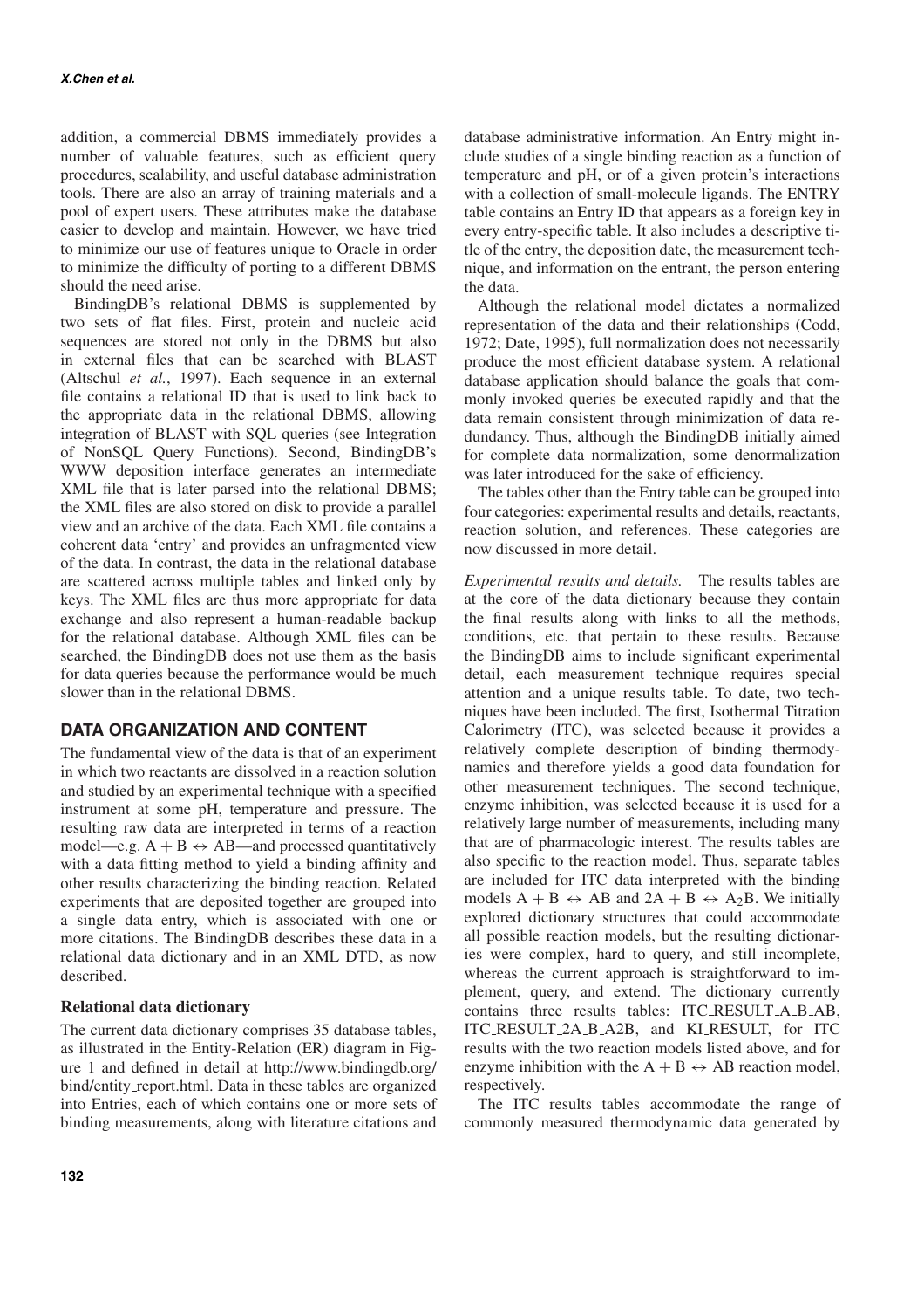addition, a commercial DBMS immediately provides a number of valuable features, such as efficient query procedures, scalability, and useful database administration tools. There are also an array of training materials and a pool of expert users. These attributes make the database easier to develop and maintain. However, we have tried to minimize our use of features unique to Oracle in order to minimize the difficulty of porting to a different DBMS should the need arise.

BindingDB's relational DBMS is supplemented by two sets of flat files. First, protein and nucleic acid sequences are stored not only in the DBMS but also in external files that can be searched with BLAST (Altschul *et al.*, 1997). Each sequence in an external file contains a relational ID that is used to link back to the appropriate data in the relational DBMS, allowing integration of BLAST with SQL queries (see Integration of NonSQL Query Functions). Second, BindingDB's WWW deposition interface generates an intermediate XML file that is later parsed into the relational DBMS; the XML files are also stored on disk to provide a parallel view and an archive of the data. Each XML file contains a coherent data 'entry' and provides an unfragmented view of the data. In contrast, the data in the relational database are scattered across multiple tables and linked only by keys. The XML files are thus more appropriate for data exchange and also represent a human-readable backup for the relational database. Although XML files can be searched, the BindingDB does not use them as the basis for data queries because the performance would be much slower than in the relational DBMS.

## DATA ORGANIZATION AND CONTENT

The fundamental view of the data is that of an experiment in which two reactants are dissolved in a reaction solution and studied by an experimental technique with a specified instrument at some pH, temperature and pressure. The resulting raw data are interpreted in terms of a reaction model—e.g. $A + B \leftrightarrow AB$—and processed quantitatively with a data fitting method to yield a binding affinity and other results characterizing the binding reaction. Related experiments that are deposited together are grouped into a single data entry, which is associated with one or more citations. The BindingDB describes these data in a relational data dictionary and in an XML DTD, as now described.

### Relational data dictionary

The current data dictionary comprises 35 database tables, as illustrated in the Entity-Relation (ER) diagram in Figure 1 and defined in detail at http://www.bindingdb.org/bind/entity_report.html. Data in these tables are organized into Entries, each of which contains one or more sets of binding measurements, along with literature citations and database administrative information. An Entry might include studies of a single binding reaction as a function of temperature and pH, or of a given protein's interactions with a collection of small-molecule ligands. The ENTRY table contains an Entry ID that appears as a foreign key in every entry-specific table. It also includes a descriptive title of the entry, the deposition date, the measurement technique, and information on the entrant, the person entering the data.

Although the relational model dictates a normalized representation of the data and their relationships (Codd, 1972; Date, 1995), full normalization does not necessarily produce the most efficient database system. A relational database application should balance the goals that commonly invoked queries be executed rapidly and that the data remain consistent through minimization of data redundancy. Thus, although the BindingDB initially aimed for complete data normalization, some denormalization was later introduced for the sake of efficiency.

The tables other than the Entry table can be grouped into four categories: experimental results and details, reactants, reaction solution, and references. These categories are now discussed in more detail.

*Experimental results and details.* The results tables are at the core of the data dictionary because they contain the final results along with links to all the methods, conditions, etc. that pertain to these results. Because the BindingDB aims to include significant experimental detail, each measurement technique requires special attention and a unique results table. To date, two techniques have been included. The first, Isothermal Titration Calorimetry (ITC), was selected because it provides a relatively complete description of binding thermodynamics and therefore yields a good data foundation for other measurement techniques. The second technique, enzyme inhibition, was selected because it is used for a relatively large number of measurements, including many that are of pharmacologic interest. The results tables are also specific to the reaction model. Thus, separate tables are included for ITC data interpreted with the binding models $A + B \leftrightarrow AB$ and $2A + B \leftrightarrow A_2B$. We initially explored dictionary structures that could accommodate all possible reaction models, but the resulting dictionaries were complex, hard to query, and still incomplete, whereas the current approach is straightforward to implement, query, and extend. The dictionary currently contains three results tables: ITC_RESULT_A_B_AB, ITC_RESULT_2A_B_A2B, and KI_RESULT, for ITC results with the two reaction models listed above, and for enzyme inhibition with the $A + B \leftrightarrow AB$ reaction model, respectively.

The ITC results tables accommodate the range of commonly measured thermodynamic data generated by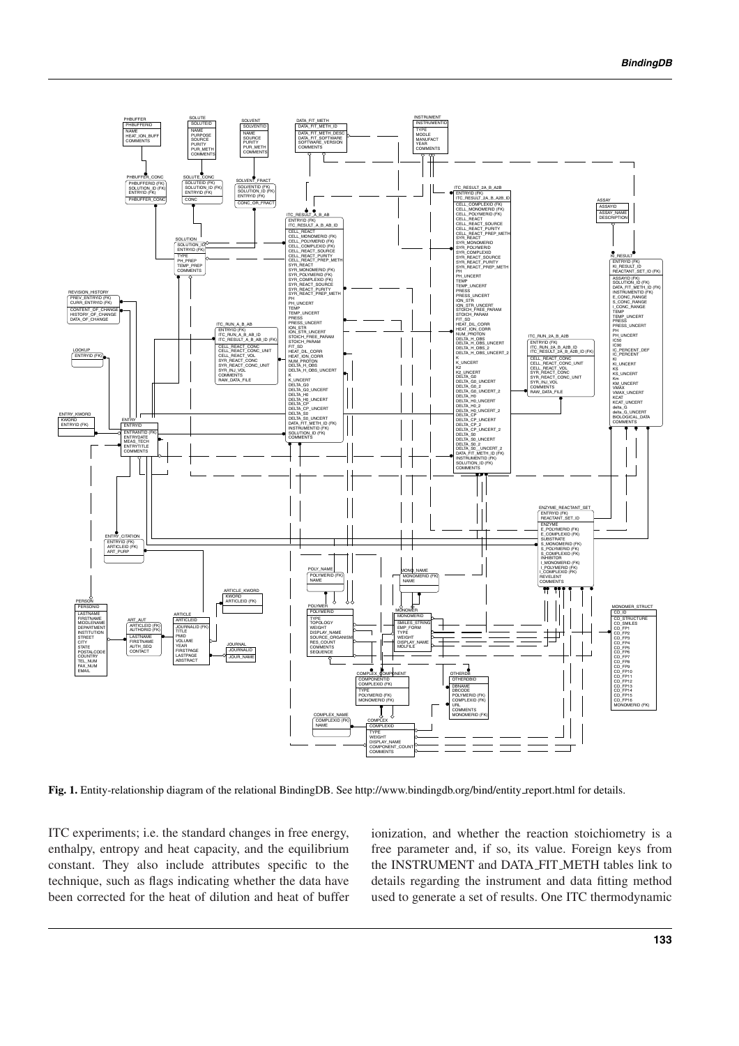**Fig. 1.** Entity-relationship diagram of the relational BindingDB. See http://www.bindingdb.org/bind/entity_report.html for details.

ITC experiments; i.e. the standard changes in free energy, enthalpy, entropy and heat capacity, and the equilibrium constant. They also include attributes specific to the technique, such as flags indicating whether the data have been corrected for the heat of dilution and heat of buffer ionization, and whether the reaction stoichiometry is a free parameter and, if so, its value. Foreign keys from the INSTRUMENT and DATA_FIT_METH tables link to details regarding the instrument and data fitting method used to generate a set of results. One ITC thermodynamic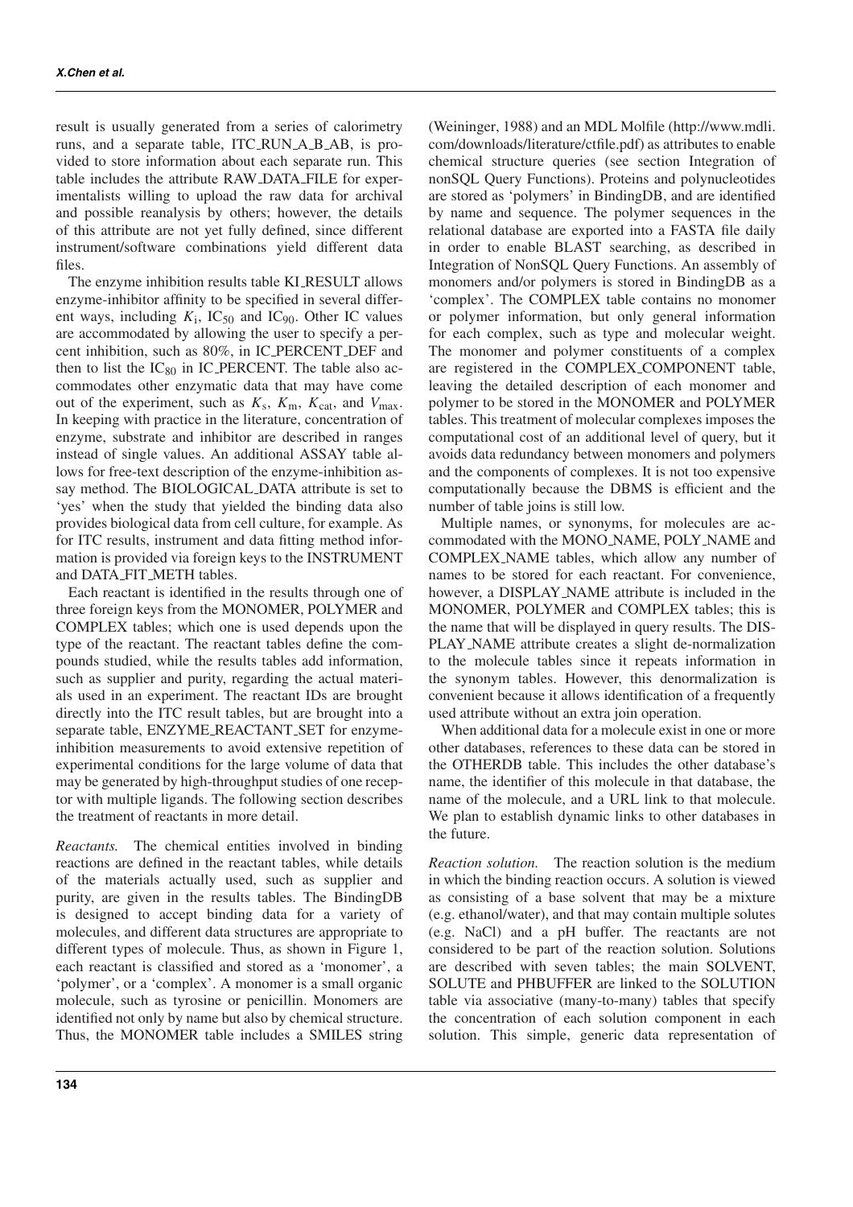result is usually generated from a series of calorimetry runs, and a separate table, ITC_RUN_A_B_AB, is provided to store information about each separate run. This table includes the attribute RAW_DATA_FILE for experimentalists willing to upload the raw data for archival and possible reanalysis by others; however, the details of this attribute are not yet fully defined, since different instrument/software combinations yield different data files.

The enzyme inhibition results table KI_RESULT allows enzyme-inhibitor affinity to be specified in several different ways, including $K_i$, $IC_{50}$ and $IC_{90}$. Other IC values are accommodated by allowing the user to specify a percent inhibition, such as 80%, in IC_PERCENT_DEF and then to list the $IC_{80}$ in IC_PERCENT. The table also accommodates other enzymatic data that may have come out of the experiment, such as $K_s$, $K_m$, $K_{cat}$, and $V_{max}$. In keeping with practice in the literature, concentration of enzyme, substrate and inhibitor are described in ranges instead of single values. An additional ASSAY table allows for free-text description of the enzyme-inhibition assay method. The BIOLOGICAL_DATA attribute is set to 'yes' when the study that yielded the binding data also provides biological data from cell culture, for example. As for ITC results, instrument and data fitting method information is provided via foreign keys to the INSTRUMENT and DATA_FIT_METH tables.

Each reactant is identified in the results through one of three foreign keys from the MONOMER, POLYMER and COMPLEX tables; which one is used depends upon the type of the reactant. The reactant tables define the compounds studied, while the results tables add information, such as supplier and purity, regarding the actual materials used in an experiment. The reactant IDs are brought directly into the ITC result tables, but are brought into a separate table, ENZYME_REACTANT_SET for enzyme-inhibition measurements to avoid extensive repetition of experimental conditions for the large volume of data that may be generated by high-throughput studies of one receptor with multiple ligands. The following section describes the treatment of reactants in more detail.

*Reactants.* The chemical entities involved in binding reactions are defined in the reactant tables, while details of the materials actually used, such as supplier and purity, are given in the results tables. The BindingDB is designed to accept binding data for a variety of molecules, and different data structures are appropriate to different types of molecule. Thus, as shown in Figure 1, each reactant is classified and stored as a 'monomer', a 'polymer', or a 'complex'. A monomer is a small organic molecule, such as tyrosine or penicillin. Monomers are identified not only by name but also by chemical structure. Thus, the MONOMER table includes a SMILES string (Weininger, 1988) and an MDL Molfile (http://www.mdli.com/downloads/literature/ctfile.pdf) as attributes to enable chemical structure queries (see section Integration of nonSQL Query Functions). Proteins and polynucleotides are stored as 'polymers' in BindingDB, and are identified by name and sequence. The polymer sequences in the relational database are exported into a FASTA file daily in order to enable BLAST searching, as described in Integration of NonSQL Query Functions. An assembly of monomers and/or polymers is stored in BindingDB as a 'complex'. The COMPLEX table contains no monomer or polymer information, but only general information for each complex, such as type and molecular weight. The monomer and polymer constituents of a complex are registered in the COMPLEX_COMPONENT table, leaving the detailed description of each monomer and polymer to be stored in the MONOMER and POLYMER tables. This treatment of molecular complexes imposes the computational cost of an additional level of query, but it avoids data redundancy between monomers and polymers and the components of complexes. It is not too expensive computationally because the DBMS is efficient and the number of table joins is still low.

Multiple names, or synonyms, for molecules are accommodated with the MONO_NAME, POLY_NAME and COMPLEX_NAME tables, which allow any number of names to be stored for each reactant. For convenience, however, a DISPLAY_NAME attribute is included in the MONOMER, POLYMER and COMPLEX tables; this is the name that will be displayed in query results. The DISPLAY_NAME attribute creates a slight de-normalization to the molecule tables since it repeats information in the synonym tables. However, this denormalization is convenient because it allows identification of a frequently used attribute without an extra join operation.

When additional data for a molecule exist in one or more other databases, references to these data can be stored in the OTHERDB table. This includes the other database's name, the identifier of this molecule in that database, the name of the molecule, and a URL link to that molecule. We plan to establish dynamic links to other databases in the future.

*Reaction solution.* The reaction solution is the medium in which the binding reaction occurs. A solution is viewed as consisting of a base solvent that may be a mixture (e.g. ethanol/water), and that may contain multiple solutes (e.g. NaCl) and a pH buffer. The reactants are not considered to be part of the reaction solution. Solutions are described with seven tables; the main SOLVENT, SOLUTE and PHBUFFER are linked to the SOLUTION table via associative (many-to-many) tables that specify the concentration of each solution component in each solution. This simple, generic data representation of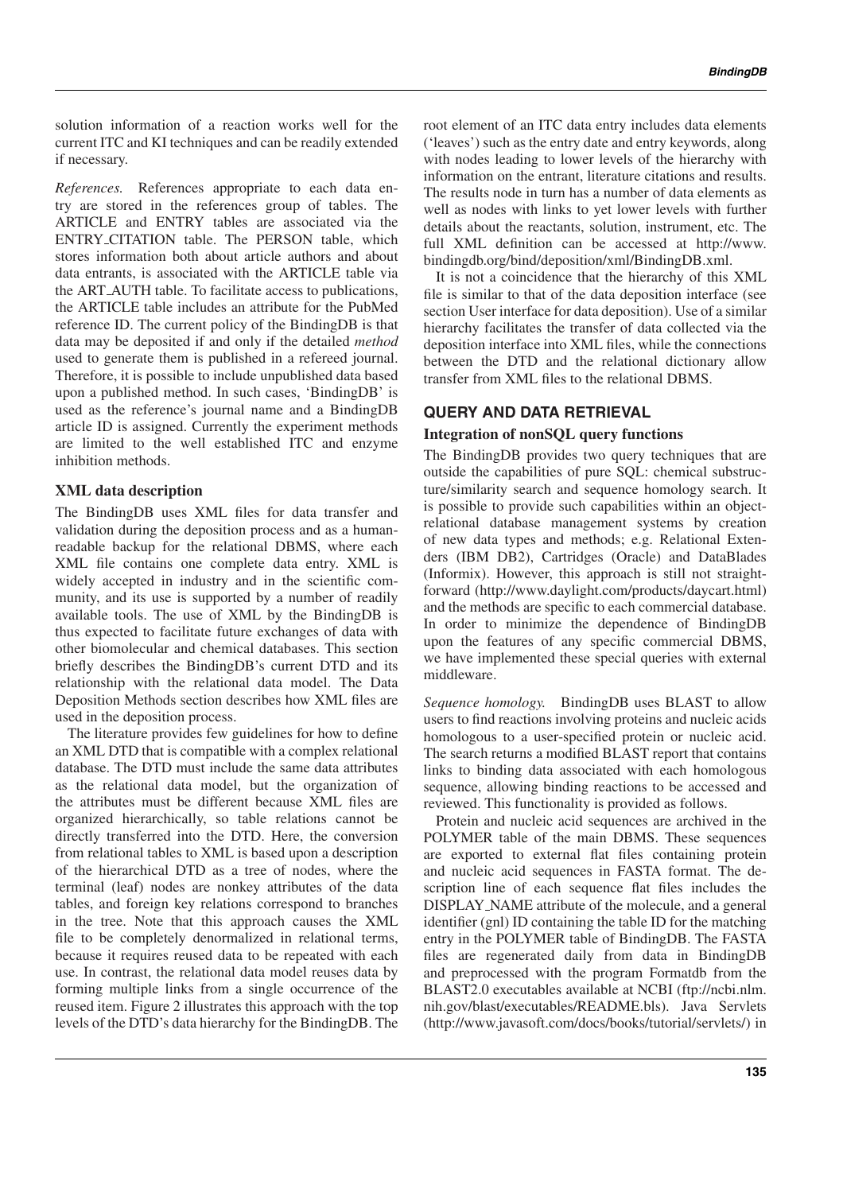solution information of a reaction works well for the current ITC and KI techniques and can be readily extended if necessary.

*References.* References appropriate to each data entry are stored in the references group of tables. The ARTICLE and ENTRY tables are associated via the ENTRY_CITATION table. The PERSON table, which stores information both about article authors and about data entrants, is associated with the ARTICLE table via the ART_AUTH table. To facilitate access to publications, the ARTICLE table includes an attribute for the PubMed reference ID. The current policy of the BindingDB is that data may be deposited if and only if the detailed *method* used to generate them is published in a refereed journal. Therefore, it is possible to include unpublished data based upon a published method. In such cases, 'BindingDB' is used as the reference's journal name and a BindingDB article ID is assigned. Currently the experiment methods are limited to the well established ITC and enzyme inhibition methods.

### XML data description

The BindingDB uses XML files for data transfer and validation during the deposition process and as a human-readable backup for the relational DBMS, where each XML file contains one complete data entry. XML is widely accepted in industry and in the scientific community, and its use is supported by a number of readily available tools. The use of XML by the BindingDB is thus expected to facilitate future exchanges of data with other biomolecular and chemical databases. This section briefly describes the BindingDB's current DTD and its relationship with the relational data model. The Data Deposition Methods section describes how XML files are used in the deposition process.

The literature provides few guidelines for how to define an XML DTD that is compatible with a complex relational database. The DTD must include the same data attributes as the relational data model, but the organization of the attributes must be different because XML files are organized hierarchically, so table relations cannot be directly transferred into the DTD. Here, the conversion from relational tables to XML is based upon a description of the hierarchical DTD as a tree of nodes, where the terminal (leaf) nodes are nonkey attributes of the data tables, and foreign key relations correspond to branches in the tree. Note that this approach causes the XML file to be completely denormalized in relational terms, because it requires reused data to be repeated with each use. In contrast, the relational data model reuses data by forming multiple links from a single occurrence of the reused item. Figure 2 illustrates this approach with the top levels of the DTD's data hierarchy for the BindingDB. The root element of an ITC data entry includes data elements ('leaves') such as the entry date and entry keywords, along with nodes leading to lower levels of the hierarchy with information on the entrant, literature citations and results. The results node in turn has a number of data elements as well as nodes with links to yet lower levels with further details about the reactants, solution, instrument, etc. The full XML definition can be accessed at http://www.bindingdb.org/bind/deposition/xml/BindingDB.xml.

It is not a coincidence that the hierarchy of this XML file is similar to that of the data deposition interface (see section User interface for data deposition). Use of a similar hierarchy facilitates the transfer of data collected via the deposition interface into XML files, while the connections between the DTD and the relational dictionary allow transfer from XML files to the relational DBMS.

## QUERY AND DATA RETRIEVAL

### Integration of nonSQL query functions

The BindingDB provides two query techniques that are outside the capabilities of pure SQL: chemical substructure/similarity search and sequence homology search. It is possible to provide such capabilities within an object-relational database management systems by creation of new data types and methods; e.g. Relational Extenders (IBM DB2), Cartridges (Oracle) and DataBlades (Informix). However, this approach is still not straightforward (http://www.daylight.com/products/daycart.html) and the methods are specific to each commercial database. In order to minimize the dependence of BindingDB upon the features of any specific commercial DBMS, we have implemented these special queries with external middleware.

*Sequence homology.* BindingDB uses BLAST to allow users to find reactions involving proteins and nucleic acids homologous to a user-specified protein or nucleic acid. The search returns a modified BLAST report that contains links to binding data associated with each homologous sequence, allowing binding reactions to be accessed and reviewed. This functionality is provided as follows.

Protein and nucleic acid sequences are archived in the POLYMER table of the main DBMS. These sequences are exported to external flat files containing protein and nucleic acid sequences in FASTA format. The description line of each sequence flat files includes the DISPLAY_NAME attribute of the molecule, and a general identifier (gnl) ID containing the table ID for the matching entry in the POLYMER table of BindingDB. The FASTA files are regenerated daily from data in BindingDB and preprocessed with the program Formatdb from the BLAST2.0 executables available at NCBI (ftp://ncbi.nlm.nih.gov/blast/executables/README.bls). Java Servlets (http://www.javasoft.com/docs/books/tutorial/servlets/) in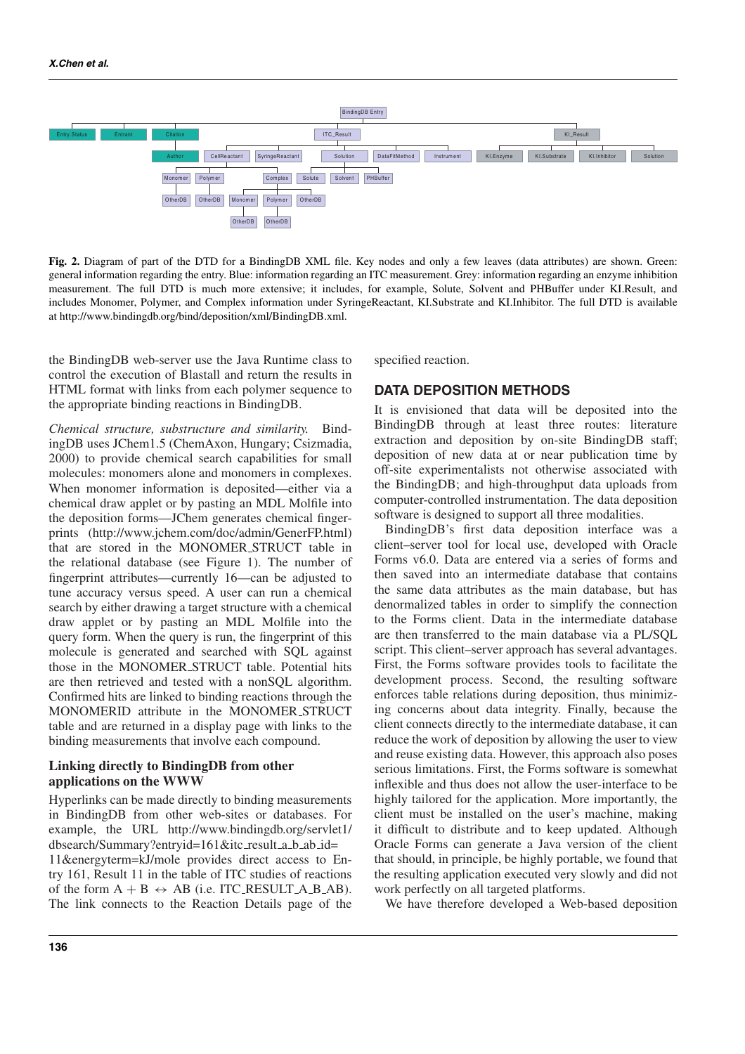BindingDB Entry

Entry.Status
Entrant
Citation
Author
ITC_Result
CellReactant
SyringeReactant
Solution
DataFitMethod
Instrument
Monomer
Polymer
OtherDB
OtherDB
Complex
Monomer
Polymer
OtherDB
OtherDB
OtherDB
Solute
Solvent
PHBuffer
KI_Result
KI.Enzyme
KI.Substrate
KI.Inhibitor
Solution

**Fig. 2.** Diagram of part of the DTD for a BindingDB XML file. Key nodes and only a few leaves (data attributes) are shown. Green: general information regarding the entry. Blue: information regarding an ITC measurement. Grey: information regarding an enzyme inhibition measurement. The full DTD is much more extensive; it includes, for example, Solute, Solvent and PHBuffer under KI.Result, and includes Monomer, Polymer, and Complex information under SyringeReactant, KI.Substrate and KI.Inhibitor. The full DTD is available at http://www.bindingdb.org/bind/deposition/xml/BindingDB.xml.

the BindingDB web-server use the Java Runtime class to control the execution of Blastall and return the results in HTML format with links from each polymer sequence to the appropriate binding reactions in BindingDB.

*Chemical structure, substructure and similarity.* BindingDB uses JChem1.5 (ChemAxon, Hungary; Csizmadia, 2000) to provide chemical search capabilities for small molecules: monomers alone and monomers in complexes. When monomer information is deposited—either via a chemical draw applet or by pasting an MDL Molfile into the deposition forms—JChem generates chemical fingerprints (http://www.jchem.com/doc/admin/GenerFP.html) that are stored in the MONOMER_STRUCT table in the relational database (see Figure 1). The number of fingerprint attributes—currently 16—can be adjusted to tune accuracy versus speed. A user can run a chemical search by either drawing a target structure with a chemical draw applet or by pasting an MDL Molfile into the query form. When the query is run, the fingerprint of this molecule is generated and searched with SQL against those in the MONOMER_STRUCT table. Potential hits are then retrieved and tested with a nonSQL algorithm. Confirmed hits are linked to binding reactions through the MONOMERID attribute in the MONOMER_STRUCT table and are returned in a display page with links to the binding measurements that involve each compound.

### Linking directly to BindingDB from other applications on the WWW

Hyperlinks can be made directly to binding measurements in BindingDB from other web-sites or databases. For example, the URL http://www.bindingdb.org/servlet1/dbsearch/Summary?entryid=161&itc_result_a_b_ab_id=11&energyterm=kJ/mole provides direct access to Entry 161, Result 11 in the table of ITC studies of reactions of the form $A + B \leftrightarrow AB$ (i.e. ITC_RESULT_A_B_AB). The link connects to the Reaction Details page of the specified reaction.

## DATA DEPOSITION METHODS

It is envisioned that data will be deposited into the BindingDB through at least three routes: literature extraction and deposition by on-site BindingDB staff; deposition of new data at or near publication time by off-site experimentalists not otherwise associated with the BindingDB; and high-throughput data uploads from computer-controlled instrumentation. The data deposition software is designed to support all three modalities.

BindingDB's first data deposition interface was a client–server tool for local use, developed with Oracle Forms v6.0. Data are entered via a series of forms and then saved into an intermediate database that contains the same data attributes as the main database, but has denormalized tables in order to simplify the connection to the Forms client. Data in the intermediate database are then transferred to the main database via a PL/SQL script. This client–server approach has several advantages. First, the Forms software provides tools to facilitate the development process. Second, the resulting software enforces table relations during deposition, thus minimizing concerns about data integrity. Finally, because the client connects directly to the intermediate database, it can reduce the work of deposition by allowing the user to view and reuse existing data. However, this approach also poses serious limitations. First, the Forms software is somewhat inflexible and thus does not allow the user-interface to be highly tailored for the application. More importantly, the client must be installed on the user's machine, making it difficult to distribute and to keep updated. Although Oracle Forms can generate a Java version of the client that should, in principle, be highly portable, we found that the resulting application executed very slowly and did not work perfectly on all targeted platforms.

We have therefore developed a Web-based deposition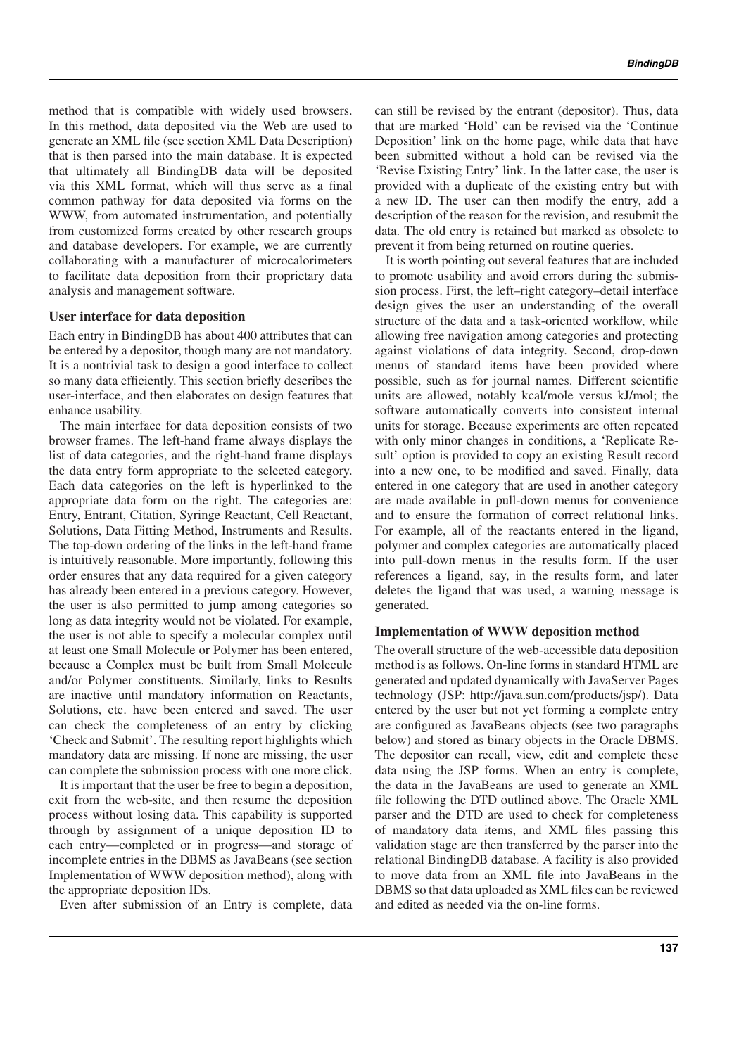method that is compatible with widely used browsers. In this method, data deposited via the Web are used to generate an XML file (see section XML Data Description) that is then parsed into the main database. It is expected that ultimately all BindingDB data will be deposited via this XML format, which will thus serve as a final common pathway for data deposited via forms on the WWW, from automated instrumentation, and potentially from customized forms created by other research groups and database developers. For example, we are currently collaborating with a manufacturer of microcalorimeters to facilitate data deposition from their proprietary data analysis and management software.

### User interface for data deposition

Each entry in BindingDB has about 400 attributes that can be entered by a depositor, though many are not mandatory. It is a nontrivial task to design a good interface to collect so many data efficiently. This section briefly describes the user-interface, and then elaborates on design features that enhance usability.

The main interface for data deposition consists of two browser frames. The left-hand frame always displays the list of data categories, and the right-hand frame displays the data entry form appropriate to the selected category. Each data categories on the left is hyperlinked to the appropriate data form on the right. The categories are: Entry, Entrant, Citation, Syringe Reactant, Cell Reactant, Solutions, Data Fitting Method, Instruments and Results. The top-down ordering of the links in the left-hand frame is intuitively reasonable. More importantly, following this order ensures that any data required for a given category has already been entered in a previous category. However, the user is also permitted to jump among categories so long as data integrity would not be violated. For example, the user is not able to specify a molecular complex until at least one Small Molecule or Polymer has been entered, because a Complex must be built from Small Molecule and/or Polymer constituents. Similarly, links to Results are inactive until mandatory information on Reactants, Solutions, etc. have been entered and saved. The user can check the completeness of an entry by clicking 'Check and Submit'. The resulting report highlights which mandatory data are missing. If none are missing, the user can complete the submission process with one more click.

It is important that the user be free to begin a deposition, exit from the web-site, and then resume the deposition process without losing data. This capability is supported through by assignment of a unique deposition ID to each entry—completed or in progress—and storage of incomplete entries in the DBMS as JavaBeans (see section Implementation of WWW deposition method), along with the appropriate deposition IDs.

Even after submission of an Entry is complete, data can still be revised by the entrant (depositor). Thus, data that are marked 'Hold' can be revised via the 'Continue Deposition' link on the home page, while data that have been submitted without a hold can be revised via the 'Revise Existing Entry' link. In the latter case, the user is provided with a duplicate of the existing entry but with a new ID. The user can then modify the entry, add a description of the reason for the revision, and resubmit the data. The old entry is retained but marked as obsolete to prevent it from being returned on routine queries.

It is worth pointing out several features that are included to promote usability and avoid errors during the submission process. First, the left–right category–detail interface design gives the user an understanding of the overall structure of the data and a task-oriented workflow, while allowing free navigation among categories and protecting against violations of data integrity. Second, drop-down menus of standard items have been provided where possible, such as for journal names. Different scientific units are allowed, notably kcal/mole versus kJ/mol; the software automatically converts into consistent internal units for storage. Because experiments are often repeated with only minor changes in conditions, a 'Replicate Result' option is provided to copy an existing Result record into a new one, to be modified and saved. Finally, data entered in one category that are used in another category are made available in pull-down menus for convenience and to ensure the formation of correct relational links. For example, all of the reactants entered in the ligand, polymer and complex categories are automatically placed into pull-down menus in the results form. If the user references a ligand, say, in the results form, and later deletes the ligand that was used, a warning message is generated.

### Implementation of WWW deposition method

The overall structure of the web-accessible data deposition method is as follows. On-line forms in standard HTML are generated and updated dynamically with JavaServer Pages technology (JSP: http://java.sun.com/products/jsp/). Data entered by the user but not yet forming a complete entry are configured as JavaBeans objects (see two paragraphs below) and stored as binary objects in the Oracle DBMS. The depositor can recall, view, edit and complete these data using the JSP forms. When an entry is complete, the data in the JavaBeans are used to generate an XML file following the DTD outlined above. The Oracle XML parser and the DTD are used to check for completeness of mandatory data items, and XML files passing this validation stage are then transferred by the parser into the relational BindingDB database. A facility is also provided to move data from an XML file into JavaBeans in the DBMS so that data uploaded as XML files can be reviewed and edited as needed via the on-line forms.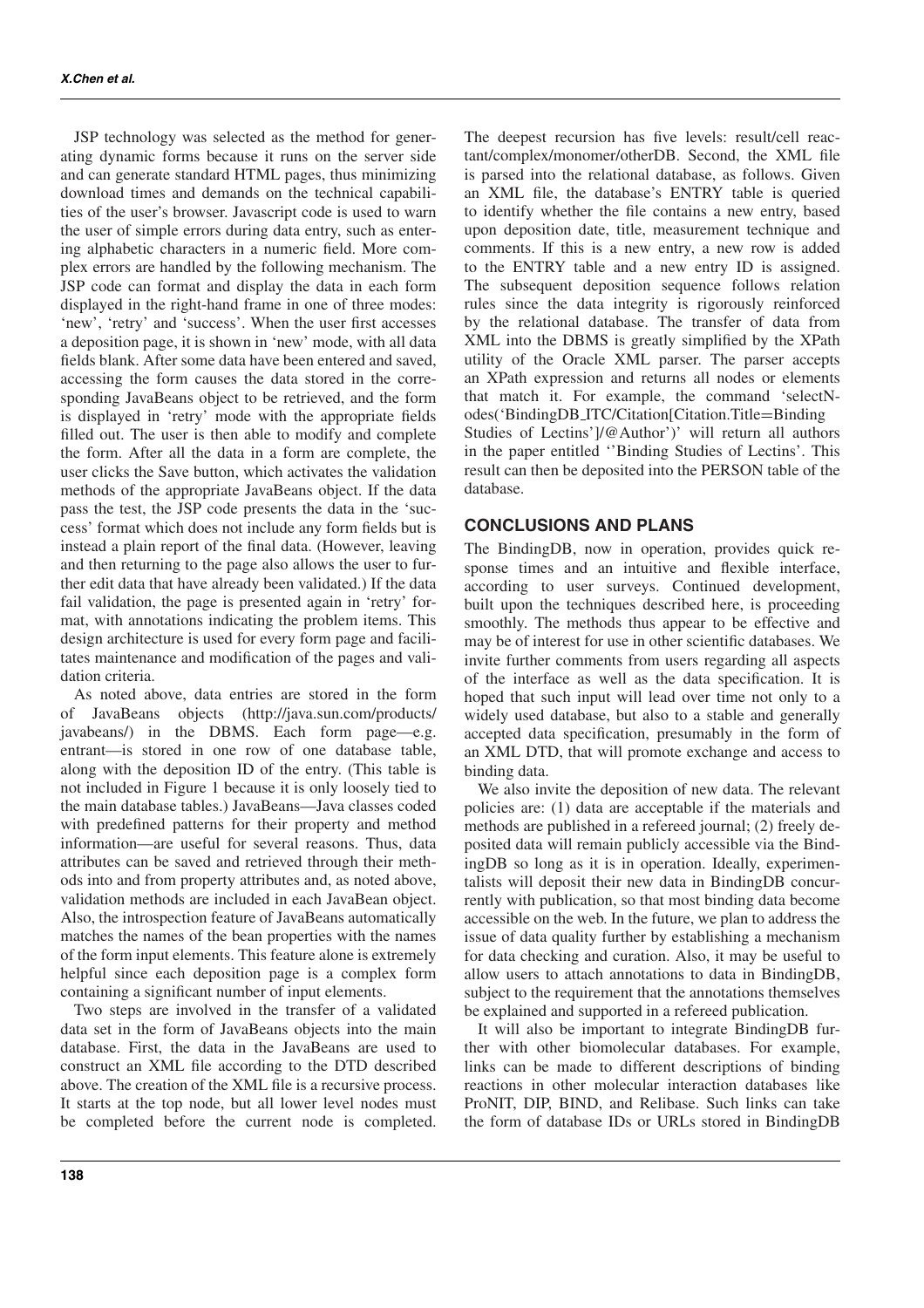JSP technology was selected as the method for generating dynamic forms because it runs on the server side and can generate standard HTML pages, thus minimizing download times and demands on the technical capabilities of the user's browser. Javascript code is used to warn the user of simple errors during data entry, such as entering alphabetic characters in a numeric field. More complex errors are handled by the following mechanism. The JSP code can format and display the data in each form displayed in the right-hand frame in one of three modes: 'new', 'retry' and 'success'. When the user first accesses a deposition page, it is shown in 'new' mode, with all data fields blank. After some data have been entered and saved, accessing the form causes the data stored in the corresponding JavaBeans object to be retrieved, and the form is displayed in 'retry' mode with the appropriate fields filled out. The user is then able to modify and complete the form. After all the data in a form are complete, the user clicks the Save button, which activates the validation methods of the appropriate JavaBeans object. If the data pass the test, the JSP code presents the data in the 'success' format which does not include any form fields but is instead a plain report of the final data. (However, leaving and then returning to the page also allows the user to further edit data that have already been validated.) If the data fail validation, the page is presented again in 'retry' format, with annotations indicating the problem items. This design architecture is used for every form page and facilitates maintenance and modification of the pages and validation criteria.

As noted above, data entries are stored in the form of JavaBeans objects (http://java.sun.com/products/javabeans/) in the DBMS. Each form page—e.g. entrant—is stored in one row of one database table, along with the deposition ID of the entry. (This table is not included in Figure 1 because it is only loosely tied to the main database tables.) JavaBeans—Java classes coded with predefined patterns for their property and method information—are useful for several reasons. Thus, data attributes can be saved and retrieved through their methods into and from property attributes and, as noted above, validation methods are included in each JavaBean object. Also, the introspection feature of JavaBeans automatically matches the names of the bean properties with the names of the form input elements. This feature alone is extremely helpful since each deposition page is a complex form containing a significant number of input elements.

Two steps are involved in the transfer of a validated data set in the form of JavaBeans objects into the main database. First, the data in the JavaBeans are used to construct an XML file according to the DTD described above. The creation of the XML file is a recursive process. It starts at the top node, but all lower level nodes must be completed before the current node is completed. The deepest recursion has five levels: result/cell reactant/complex/monomer/otherDB. Second, the XML file is parsed into the relational database, as follows. Given an XML file, the database's ENTRY table is queried to identify whether the file contains a new entry, based upon deposition date, title, measurement technique and comments. If this is a new entry, a new row is added to the ENTRY table and a new entry ID is assigned. The subsequent deposition sequence follows relation rules since the data integrity is rigorously reinforced by the relational database. The transfer of data from XML into the DBMS is greatly simplified by the XPath utility of the Oracle XML parser. The parser accepts an XPath expression and returns all nodes or elements that match it. For example, the command 'selectNodes('BindingDB_ITC/Citation[Citation.Title=Binding Studies of Lectins']/@Author')' will return all authors in the paper entitled ''Binding Studies of Lectins'. This result can then be deposited into the PERSON table of the database.

## CONCLUSIONS AND PLANS

The BindingDB, now in operation, provides quick response times and an intuitive and flexible interface, according to user surveys. Continued development, built upon the techniques described here, is proceeding smoothly. The methods thus appear to be effective and may be of interest for use in other scientific databases. We invite further comments from users regarding all aspects of the interface as well as the data specification. It is hoped that such input will lead over time not only to a widely used database, but also to a stable and generally accepted data specification, presumably in the form of an XML DTD, that will promote exchange and access to binding data.

We also invite the deposition of new data. The relevant policies are: (1) data are acceptable if the materials and methods are published in a refereed journal; (2) freely deposited data will remain publicly accessible via the BindingDB so long as it is in operation. Ideally, experimentalists will deposit their new data in BindingDB concurrently with publication, so that most binding data become accessible on the web. In the future, we plan to address the issue of data quality further by establishing a mechanism for data checking and curation. Also, it may be useful to allow users to attach annotations to data in BindingDB, subject to the requirement that the annotations themselves be explained and supported in a refereed publication.

It will also be important to integrate BindingDB further with other biomolecular databases. For example, links can be made to different descriptions of binding reactions in other molecular interaction databases like ProNIT, DIP, BIND, and Relibase. Such links can take the form of database IDs or URLs stored in BindingDB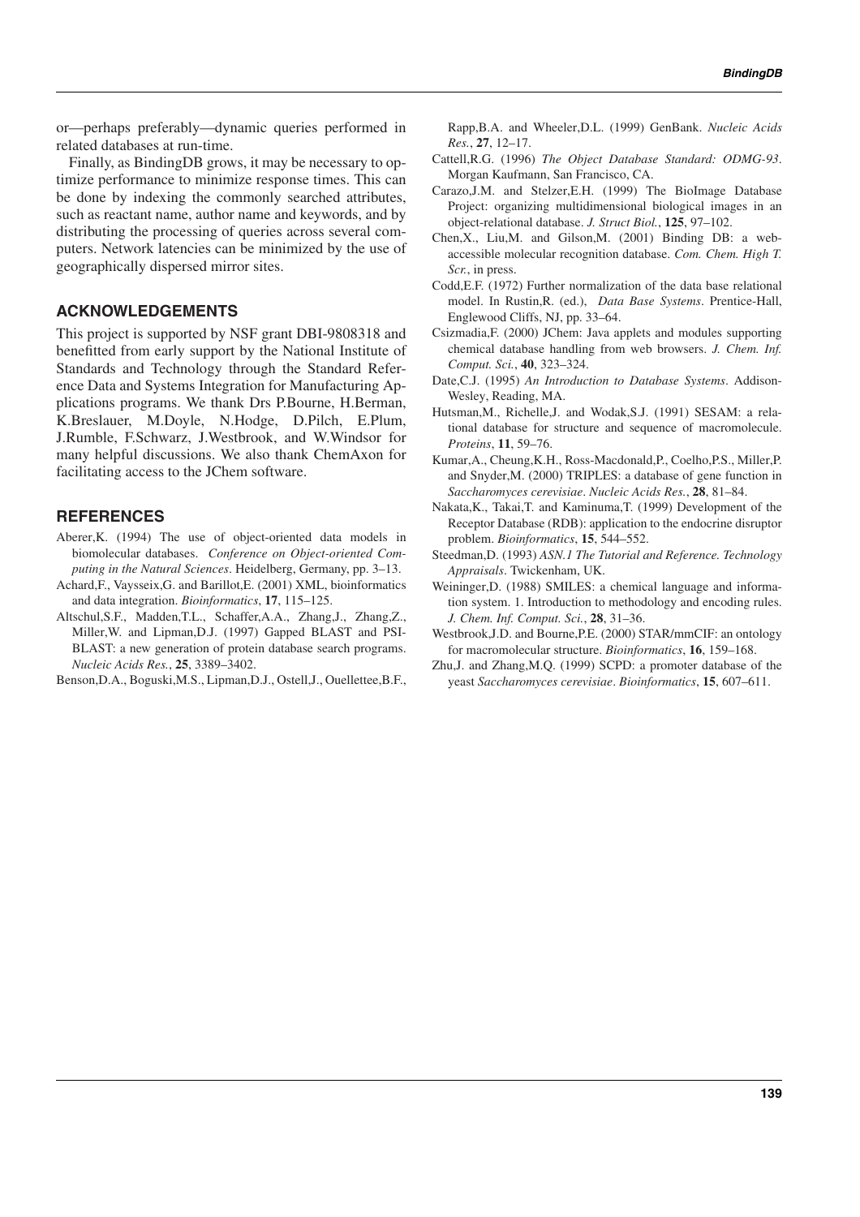or—perhaps preferably—dynamic queries performed in related databases at run-time.

Finally, as BindingDB grows, it may be necessary to optimize performance to minimize response times. This can be done by indexing the commonly searched attributes, such as reactant name, author name and keywords, and by distributing the processing of queries across several computers. Network latencies can be minimized by the use of geographically dispersed mirror sites.

## ACKNOWLEDGEMENTS

This project is supported by NSF grant DBI-9808318 and benefitted from early support by the National Institute of Standards and Technology through the Standard Reference Data and Systems Integration for Manufacturing Applications programs. We thank Drs P.Bourne, H.Berman, K.Breslauer, M.Doyle, N.Hodge, D.Pilch, E.Plum, J.Rumble, F.Schwarz, J.Westbrook, and W.Windsor for many helpful discussions. We also thank ChemAxon for facilitating access to the JChem software.

## REFERENCES

Aberer,K. (1994) The use of object-oriented data models in biomolecular databases. *Conference on Object-oriented Computing in the Natural Sciences*. Heidelberg, Germany, pp. 3–13.

Achard,F., Vaysseix,G. and Barillot,E. (2001) XML, bioinformatics and data integration. *Bioinformatics*, **17**, 115–125.

Altschul,S.F., Madden,T.L., Schaffer,A.A., Zhang,J., Zhang,Z., Miller,W. and Lipman,D.J. (1997) Gapped BLAST and PSI-BLAST: a new generation of protein database search programs. *Nucleic Acids Res.*, **25**, 3389–3402.

Benson,D.A., Boguski,M.S., Lipman,D.J., Ostell,J., Ouellettee,B.F., Rapp,B.A. and Wheeler,D.L. (1999) GenBank. *Nucleic Acids Res.*, **27**, 12–17.

Cattell,R.G. (1996) *The Object Database Standard: ODMG-93*. Morgan Kaufmann, San Francisco, CA.

Carazo,J.M. and Stelzer,E.H. (1999) The BioImage Database Project: organizing multidimensional biological images in an object-relational database. *J. Struct Biol.*, **125**, 97–102.

Chen,X., Liu,M. and Gilson,M. (2001) Binding DB: a web-accessible molecular recognition database. *Com. Chem. High T. Scr.*, in press.

Codd,E.F. (1972) Further normalization of the data base relational model. In Rustin,R. (ed.), *Data Base Systems*. Prentice-Hall, Englewood Cliffs, NJ, pp. 33–64.

Csizmadia,F. (2000) JChem: Java applets and modules supporting chemical database handling from web browsers. *J. Chem. Inf. Comput. Sci.*, **40**, 323–324.

Date,C.J. (1995) *An Introduction to Database Systems*. Addison-Wesley, Reading, MA.

Hutsman,M., Richelle,J. and Wodak,S.J. (1991) SESAM: a relational database for structure and sequence of macromolecule. *Proteins*, **11**, 59–76.

Kumar,A., Cheung,K.H., Ross-Macdonald,P., Coelho,P.S., Miller,P. and Snyder,M. (2000) TRIPLES: a database of gene function in *Saccharomyces cerevisiae*. *Nucleic Acids Res.*, **28**, 81–84.

Nakata,K., Takai,T. and Kaminuma,T. (1999) Development of the Receptor Database (RDB): application to the endocrine disruptor problem. *Bioinformatics*, **15**, 544–552.

Steedman,D. (1993) *ASN.1 The Tutorial and Reference. Technology Appraisals*. Twickenham, UK.

Weininger,D. (1988) SMILES: a chemical language and information system. 1. Introduction to methodology and encoding rules. *J. Chem. Inf. Comput. Sci.*, **28**, 31–36.

Westbrook,J.D. and Bourne,P.E. (2000) STAR/mmCIF: an ontology for macromolecular structure. *Bioinformatics*, **16**, 159–168.

Zhu,J. and Zhang,M.Q. (1999) SCPD: a promoter database of the yeast *Saccharomyces cerevisiae*. *Bioinformatics*, **15**, 607–611.